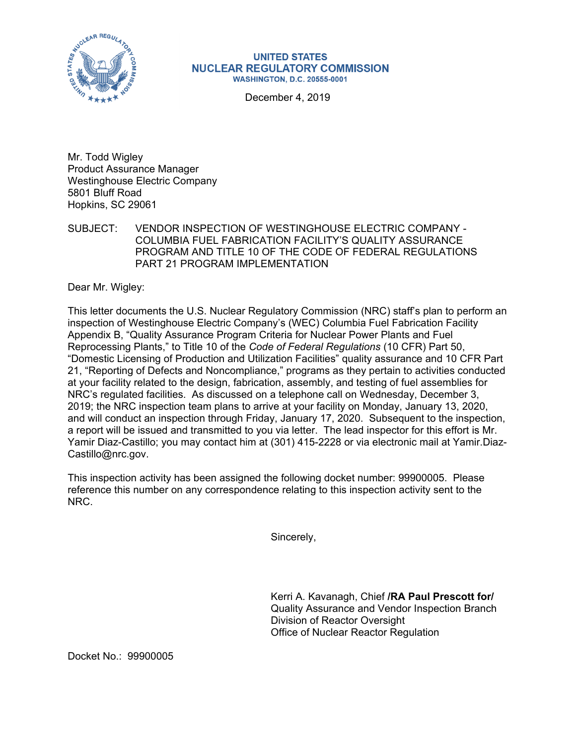**UNITED STATES**
**NUCLEAR REGULATORY COMMISSION**
**WASHINGTON, D.C. 20555-0001**

December 4, 2019

Mr. Todd Wigley
Product Assurance Manager
Westinghouse Electric Company
5801 Bluff Road
Hopkins, SC 29061

SUBJECT: VENDOR INSPECTION OF WESTINGHOUSE ELECTRIC COMPANY - COLUMBIA FUEL FABRICATION FACILITY'S QUALITY ASSURANCE PROGRAM AND TITLE 10 OF THE CODE OF FEDERAL REGULATIONS PART 21 PROGRAM IMPLEMENTATION

Dear Mr. Wigley:

This letter documents the U.S. Nuclear Regulatory Commission (NRC) staff's plan to perform an inspection of Westinghouse Electric Company's (WEC) Columbia Fuel Fabrication Facility Appendix B, "Quality Assurance Program Criteria for Nuclear Power Plants and Fuel Reprocessing Plants," to Title 10 of the *Code of Federal Regulations* (10 CFR) Part 50, "Domestic Licensing of Production and Utilization Facilities" quality assurance and 10 CFR Part 21, "Reporting of Defects and Noncompliance," programs as they pertain to activities conducted at your facility related to the design, fabrication, assembly, and testing of fuel assemblies for NRC's regulated facilities. As discussed on a telephone call on Wednesday, December 3, 2019; the NRC inspection team plans to arrive at your facility on Monday, January 13, 2020, and will conduct an inspection through Friday, January 17, 2020. Subsequent to the inspection, a report will be issued and transmitted to you via letter. The lead inspector for this effort is Mr. Yamir Diaz-Castillo; you may contact him at (301) 415-2228 or via electronic mail at Yamir.Diaz-Castillo@nrc.gov.

This inspection activity has been assigned the following docket number: 99900005. Please reference this number on any correspondence relating to this inspection activity sent to the NRC.

Sincerely,

Kerri A. Kavanagh, Chief **/RA Paul Prescott for/**
Quality Assurance and Vendor Inspection Branch
Division of Reactor Oversight
Office of Nuclear Reactor Regulation

Docket No.: 99900005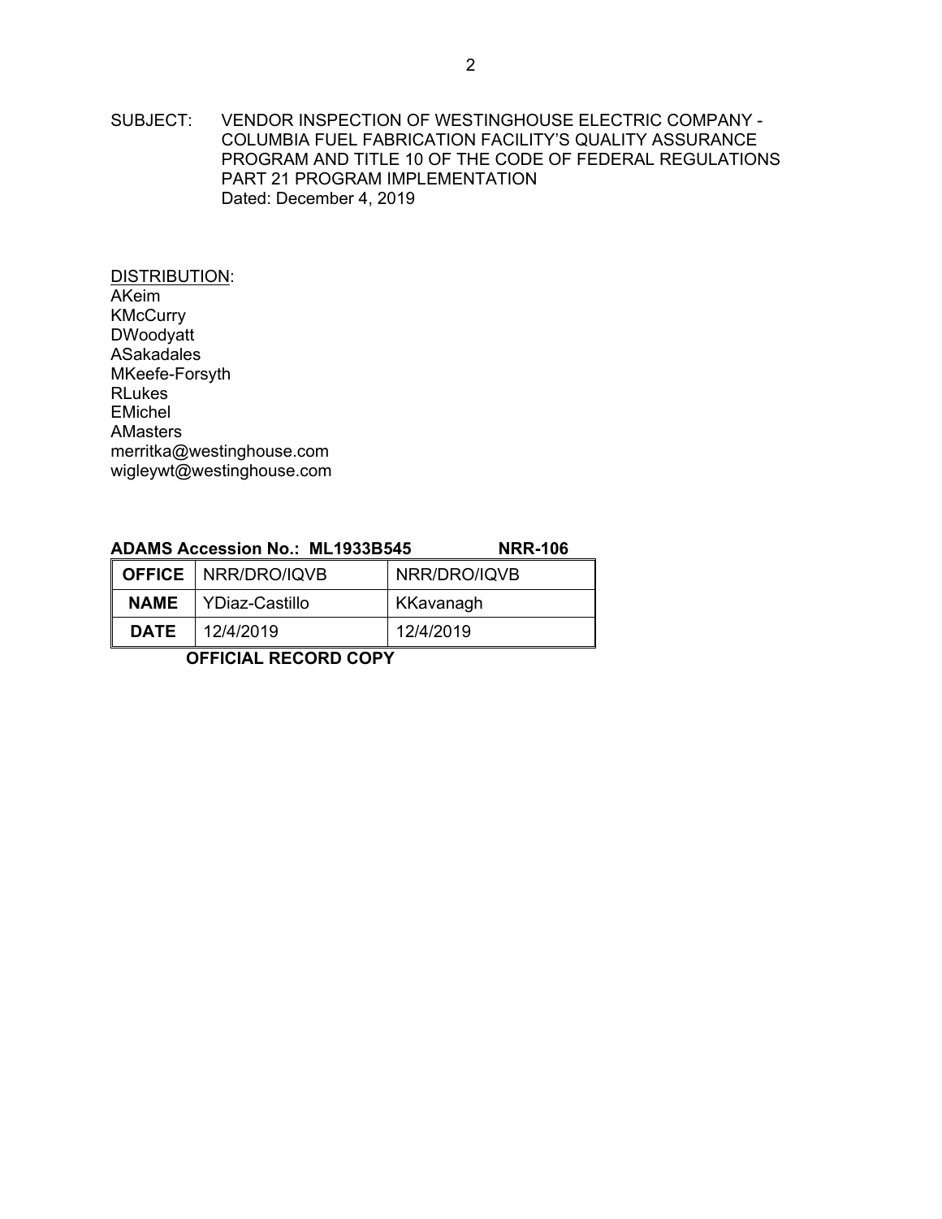SUBJECT: VENDOR INSPECTION OF WESTINGHOUSE ELECTRIC COMPANY - COLUMBIA FUEL FABRICATION FACILITY'S QUALITY ASSURANCE PROGRAM AND TITLE 10 OF THE CODE OF FEDERAL REGULATIONS PART 21 PROGRAM IMPLEMENTATION
Dated: December 4, 2019

DISTRIBUTION:
AKeim
KMcCurry
DWoodyatt
ASakadales
MKeefe-Forsyth
RLukes
EMichel
AMasters
merritka@westinghouse.com
wigleywt@westinghouse.com

**ADAMS Accession No.: ML1933B545 NRR-106**

| | | |
|---|---|---|
| **OFFICE** | NRR/DRO/IQVB | NRR/DRO/IQVB |
| **NAME** | YDiaz-Castillo | KKavanagh |
| **DATE** | 12/4/2019 | 12/4/2019 |

**OFFICIAL RECORD COPY**